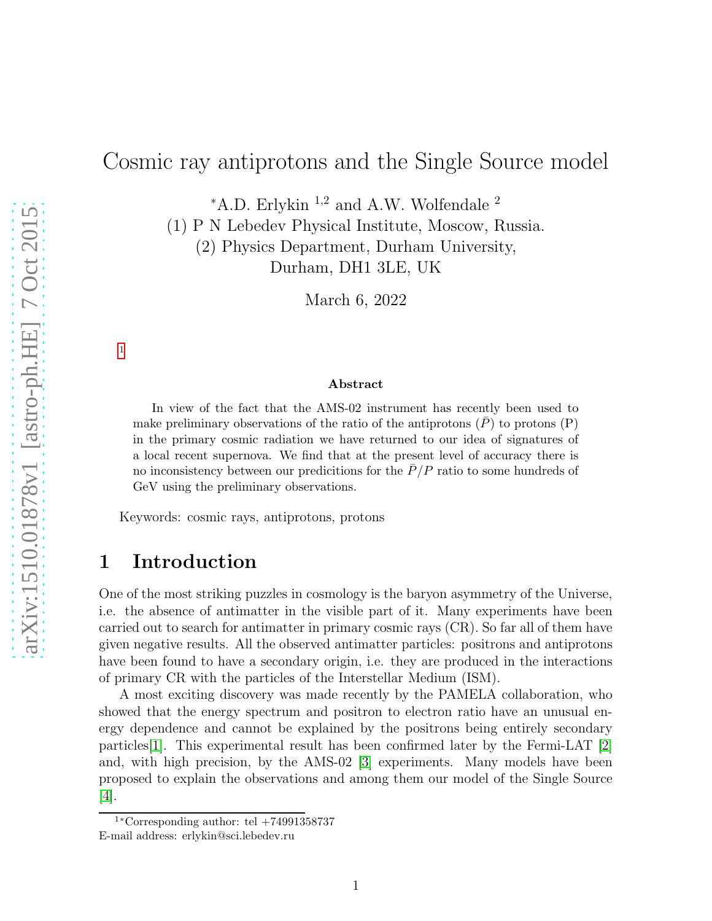# Cosmic ray antiprotons and the Single Source model

*A.D. Erlykin [1,2] and A.W. Wolfendale [2]

(1) P N Lebedev Physical Institute, Moscow, Russia.

(2) Physics Department, Durham University, Durham, DH1 3LE, UK

March 6, 2022

[1]

### Abstract

In view of the fact that the AMS-02 instrument has recently been used to make preliminary observations of the ratio of the antiprotons ($\bar{P}$) to protons (P) in the primary cosmic radiation we have returned to our idea of signatures of a local recent supernova. We find that at the present level of accuracy there is no inconsistency between our predicitions for the $\bar{P}/P$ ratio to some hundreds of GeV using the preliminary observations.

Keywords: cosmic rays, antiprotons, protons

## 1 Introduction

One of the most striking puzzles in cosmology is the baryon asymmetry of the Universe, i.e. the absence of antimatter in the visible part of it. Many experiments have been carried out to search for antimatter in primary cosmic rays (CR). So far all of them have given negative results. All the observed antimatter particles: positrons and antiprotons have been found to have a secondary origin, i.e. they are produced in the interactions of primary CR with the particles of the Interstellar Medium (ISM).

A most exciting discovery was made recently by the PAMELA collaboration, who showed that the energy spectrum and positron to electron ratio have an unusual energy dependence and cannot be explained by the positrons being entirely secondary particles[1]. This experimental result has been confirmed later by the Fermi-LAT [2] and, with high precision, by the AMS-02 [3] experiments. Many models have been proposed to explain the observations and among them our model of the Single Source [4].

---

[1] *Corresponding author: tel +74991358737
E-mail address: erlykin@sci.lebedev.ru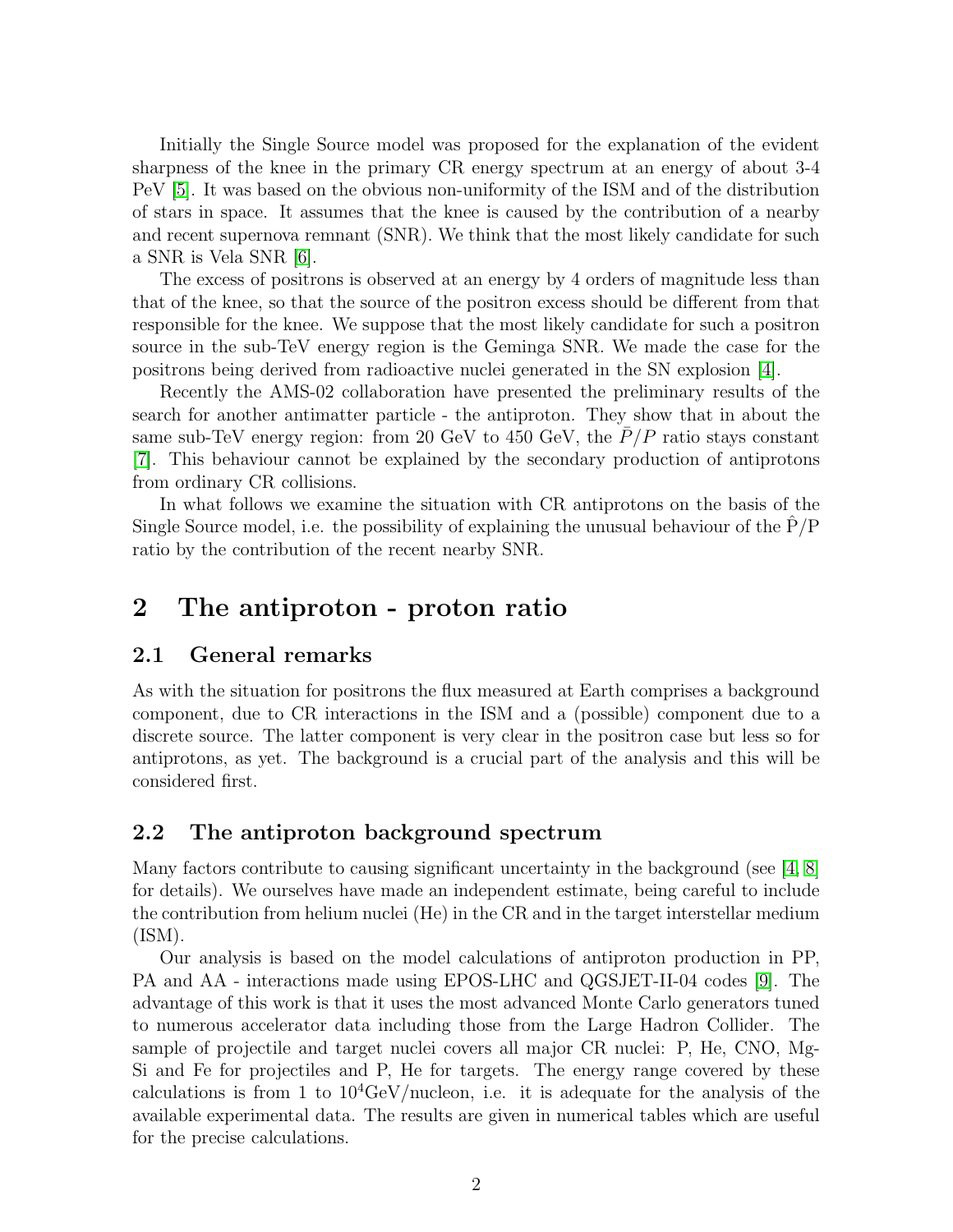Initially the Single Source model was proposed for the explanation of the evident sharpness of the knee in the primary CR energy spectrum at an energy of about 3-4 PeV [5]. It was based on the obvious non-uniformity of the ISM and of the distribution of stars in space. It assumes that the knee is caused by the contribution of a nearby and recent supernova remnant (SNR). We think that the most likely candidate for such a SNR is Vela SNR [6].

The excess of positrons is observed at an energy by 4 orders of magnitude less than that of the knee, so that the source of the positron excess should be different from that responsible for the knee. We suppose that the most likely candidate for such a positron source in the sub-TeV energy region is the Geminga SNR. We made the case for the positrons being derived from radioactive nuclei generated in the SN explosion [4].

Recently the AMS-02 collaboration have presented the preliminary results of the search for another antimatter particle - the antiproton. They show that in about the same sub-TeV energy region: from 20 GeV to 450 GeV, the $\bar{P}/P$ ratio stays constant [7]. This behaviour cannot be explained by the secondary production of antiprotons from ordinary CR collisions.

In what follows we examine the situation with CR antiprotons on the basis of the Single Source model, i.e. the possibility of explaining the unusual behaviour of the $\hat{\mathrm{P}}/\mathrm{P}$ ratio by the contribution of the recent nearby SNR.

## 2 The antiproton - proton ratio

### 2.1 General remarks

As with the situation for positrons the flux measured at Earth comprises a background component, due to CR interactions in the ISM and a (possible) component due to a discrete source. The latter component is very clear in the positron case but less so for antiprotons, as yet. The background is a crucial part of the analysis and this will be considered first.

### 2.2 The antiproton background spectrum

Many factors contribute to causing significant uncertainty in the background (see [4, 8] for details). We ourselves have made an independent estimate, being careful to include the contribution from helium nuclei (He) in the CR and in the target interstellar medium (ISM).

Our analysis is based on the model calculations of antiproton production in PP, PA and AA - interactions made using EPOS-LHC and QGSJET-II-04 codes [9]. The advantage of this work is that it uses the most advanced Monte Carlo generators tuned to numerous accelerator data including those from the Large Hadron Collider. The sample of projectile and target nuclei covers all major CR nuclei: P, He, CNO, Mg-Si and Fe for projectiles and P, He for targets. The energy range covered by these calculations is from 1 to $10^4$GeV/nucleon, i.e. it is adequate for the analysis of the available experimental data. The results are given in numerical tables which are useful for the precise calculations.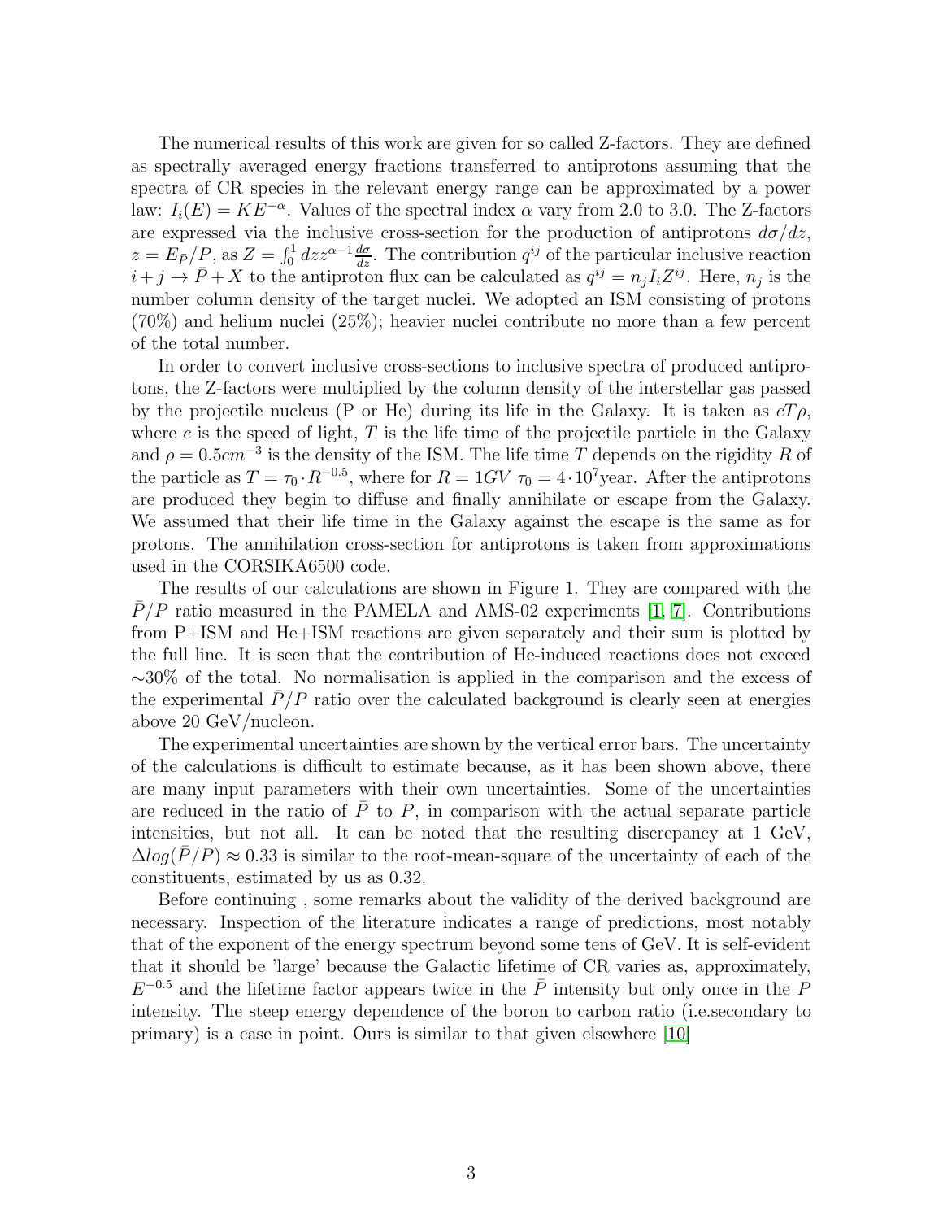The numerical results of this work are given for so called Z-factors. They are defined as spectrally averaged energy fractions transferred to antiprotons assuming that the spectra of CR species in the relevant energy range can be approximated by a power law: $I_i(E) = KE^{-\alpha}$. Values of the spectral index $\alpha$ vary from 2.0 to 3.0. The Z-factors are expressed via the inclusive cross-section for the production of antiprotons $d\sigma/dz$, $z = E_{\bar{P}}/P$, as $Z = \int_0^1 dz z^{\alpha-1} \frac{d\sigma}{dz}$. The contribution $q^{ij}$ of the particular inclusive reaction $i + j \rightarrow \bar{P} + X$ to the antiproton flux can be calculated as $q^{ij} = n_j I_i Z^{ij}$. Here, $n_j$ is the number column density of the target nuclei. We adopted an ISM consisting of protons (70%) and helium nuclei (25%); heavier nuclei contribute no more than a few percent of the total number.

In order to convert inclusive cross-sections to inclusive spectra of produced antiprotons, the Z-factors were multiplied by the column density of the interstellar gas passed by the projectile nucleus (P or He) during its life in the Galaxy. It is taken as $cT\rho$, where $c$ is the speed of light, $T$ is the life time of the projectile particle in the Galaxy and $\rho = 0.5cm^{-3}$ is the density of the ISM. The life time $T$ depends on the rigidity $R$ of the particle as $T = \tau_0 \cdot R^{-0.5}$, where for $R = 1GV$ $\tau_0 = 4 \cdot 10^7$year. After the antiprotons are produced they begin to diffuse and finally annihilate or escape from the Galaxy. We assumed that their life time in the Galaxy against the escape is the same as for protons. The annihilation cross-section for antiprotons is taken from approximations used in the CORSIKA6500 code.

The results of our calculations are shown in Figure 1. They are compared with the $\bar{P}/P$ ratio measured in the PAMELA and AMS-02 experiments [1, 7]. Contributions from P+ISM and He+ISM reactions are given separately and their sum is plotted by the full line. It is seen that the contribution of He-induced reactions does not exceed ~30% of the total. No normalisation is applied in the comparison and the excess of the experimental $\bar{P}/P$ ratio over the calculated background is clearly seen at energies above 20 GeV/nucleon.

The experimental uncertainties are shown by the vertical error bars. The uncertainty of the calculations is difficult to estimate because, as it has been shown above, there are many input parameters with their own uncertainties. Some of the uncertainties are reduced in the ratio of $\bar{P}$ to $P$, in comparison with the actual separate particle intensities, but not all. It can be noted that the resulting discrepancy at 1 GeV, $\Delta log(\bar{P}/P) \approx 0.33$ is similar to the root-mean-square of the uncertainty of each of the constituents, estimated by us as 0.32.

Before continuing , some remarks about the validity of the derived background are necessary. Inspection of the literature indicates a range of predictions, most notably that of the exponent of the energy spectrum beyond some tens of GeV. It is self-evident that it should be 'large' because the Galactic lifetime of CR varies as, approximately, $E^{-0.5}$ and the lifetime factor appears twice in the $\bar{P}$ intensity but only once in the $P$ intensity. The steep energy dependence of the boron to carbon ratio (i.e.secondary to primary) is a case in point. Ours is similar to that given elsewhere [10]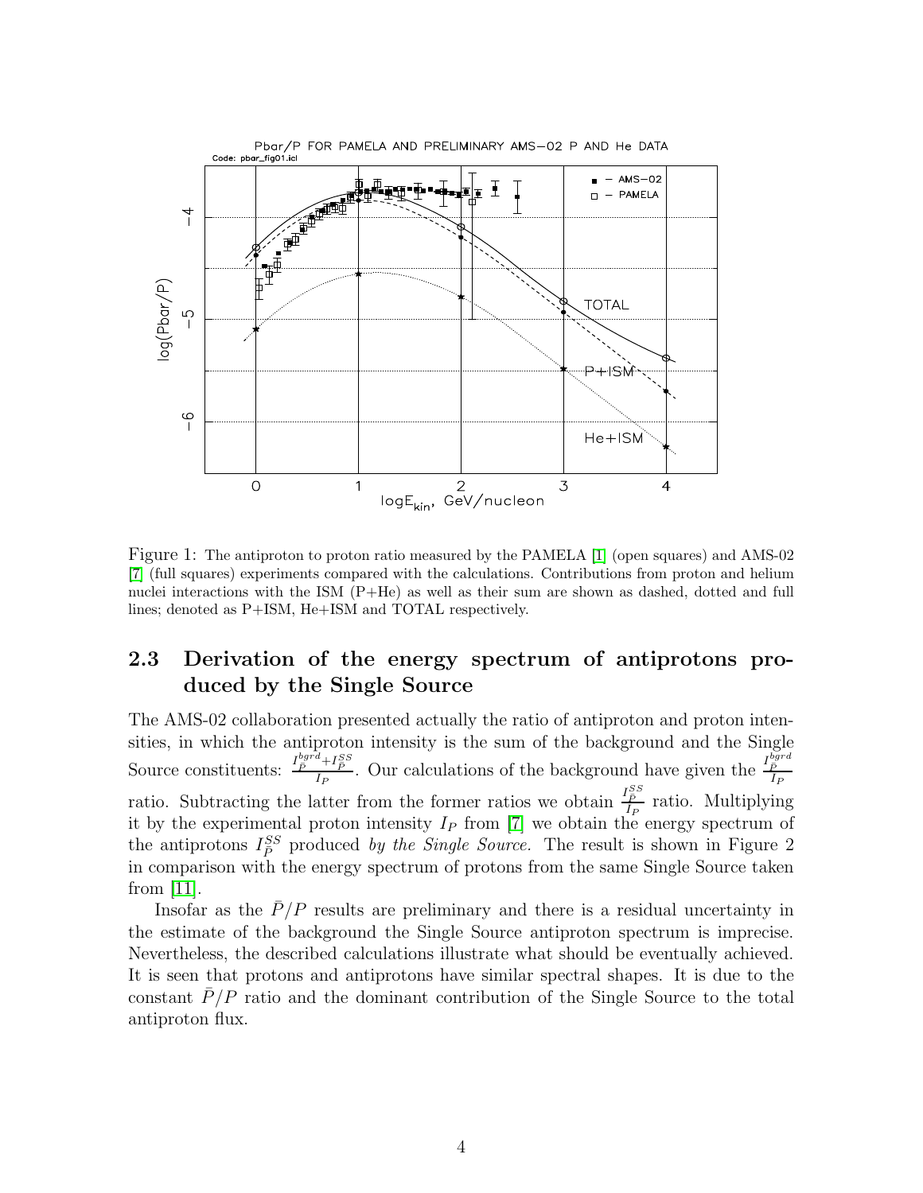Figure 1: The antiproton to proton ratio measured by the PAMELA [1] (open squares) and AMS-02 [7] (full squares) experiments compared with the calculations. Contributions from proton and helium nuclei interactions with the ISM (P+He) as well as their sum are shown as dashed, dotted and full lines; denoted as P+ISM, He+ISM and TOTAL respectively.

## 2.3 Derivation of the energy spectrum of antiprotons produced by the Single Source

The AMS-02 collaboration presented actually the ratio of antiproton and proton intensities, in which the antiproton intensity is the sum of the background and the Single Source constituents: $\frac{I_{\bar{P}}^{bgrd}+I_{\bar{P}}^{SS}}{I_P}$. Our calculations of the background have given the $\frac{I_{\bar{P}}^{bgrd}}{I_P}$ ratio. Subtracting the latter from the former ratios we obtain $\frac{I_{\bar{P}}^{SS}}{I_P}$ ratio. Multiplying it by the experimental proton intensity $I_P$ from [7] we obtain the energy spectrum of the antiprotons $I_{\bar{P}}^{SS}$ produced *by the Single Source.* The result is shown in Figure 2 in comparison with the energy spectrum of protons from the same Single Source taken from [11].

Insofar as the $\bar{P}/P$ results are preliminary and there is a residual uncertainty in the estimate of the background the Single Source antiproton spectrum is imprecise. Nevertheless, the described calculations illustrate what should be eventually achieved. It is seen that protons and antiprotons have similar spectral shapes. It is due to the constant $\bar{P}/P$ ratio and the dominant contribution of the Single Source to the total antiproton flux.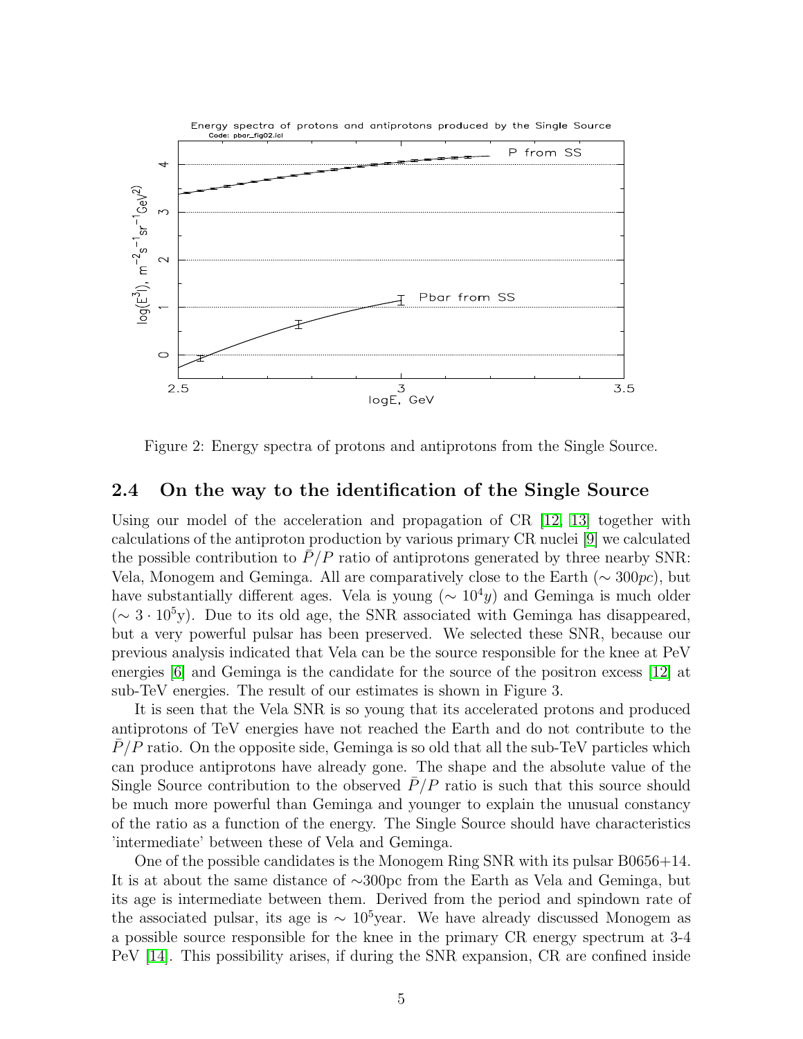Figure 2: Energy spectra of protons and antiprotons from the Single Source.

## 2.4 On the way to the identification of the Single Source

Using our model of the acceleration and propagation of CR [12, 13] together with calculations of the antiproton production by various primary CR nuclei [9] we calculated the possible contribution to $\bar{P}/P$ ratio of antiprotons generated by three nearby SNR: Vela, Monogem and Geminga. All are comparatively close to the Earth ($\sim 300pc$), but have substantially different ages. Vela is young ($\sim 10^4 y$) and Geminga is much older ($\sim 3 \cdot 10^5$y). Due to its old age, the SNR associated with Geminga has disappeared, but a very powerful pulsar has been preserved. We selected these SNR, because our previous analysis indicated that Vela can be the source responsible for the knee at PeV energies [6] and Geminga is the candidate for the source of the positron excess [12] at sub-TeV energies. The result of our estimates is shown in Figure 3.

It is seen that the Vela SNR is so young that its accelerated protons and produced antiprotons of TeV energies have not reached the Earth and do not contribute to the $\bar{P}/P$ ratio. On the opposite side, Geminga is so old that all the sub-TeV particles which can produce antiprotons have already gone. The shape and the absolute value of the Single Source contribution to the observed $\bar{P}/P$ ratio is such that this source should be much more powerful than Geminga and younger to explain the unusual constancy of the ratio as a function of the energy. The Single Source should have characteristics 'intermediate' between these of Vela and Geminga.

One of the possible candidates is the Monogem Ring SNR with its pulsar B0656+14. It is at about the same distance of ∼300pc from the Earth as Vela and Geminga, but its age is intermediate between them. Derived from the period and spindown rate of the associated pulsar, its age is $\sim 10^5$year. We have already discussed Monogem as a possible source responsible for the knee in the primary CR energy spectrum at 3-4 PeV [14]. This possibility arises, if during the SNR expansion, CR are confined inside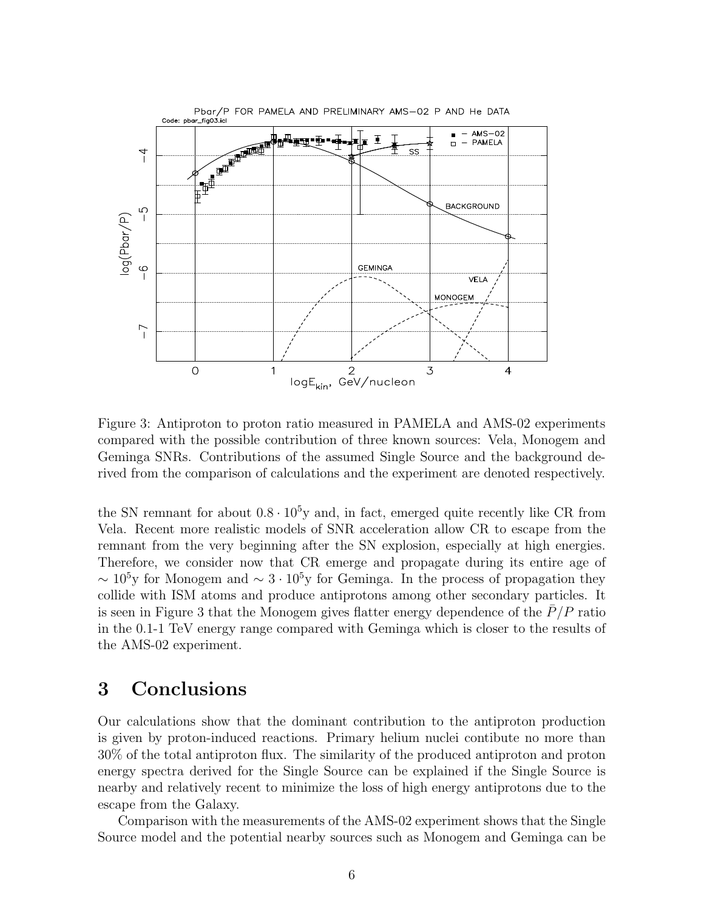Figure 3: Antiproton to proton ratio measured in PAMELA and AMS-02 experiments compared with the possible contribution of three known sources: Vela, Monogem and Geminga SNRs. Contributions of the assumed Single Source and the background derived from the comparison of calculations and the experiment are denoted respectively.

the SN remnant for about $0.8 \cdot 10^5$y and, in fact, emerged quite recently like CR from Vela. Recent more realistic models of SNR acceleration allow CR to escape from the remnant from the very beginning after the SN explosion, especially at high energies. Therefore, we consider now that CR emerge and propagate during its entire age of $\sim 10^5$y for Monogem and $\sim 3 \cdot 10^5$y for Geminga. In the process of propagation they collide with ISM atoms and produce antiprotons among other secondary particles. It is seen in Figure 3 that the Monogem gives flatter energy dependence of the $\bar{P}/P$ ratio in the 0.1-1 TeV energy range compared with Geminga which is closer to the results of the AMS-02 experiment.

# 3 Conclusions

Our calculations show that the dominant contribution to the antiproton production is given by proton-induced reactions. Primary helium nuclei contibute no more than 30% of the total antiproton flux. The similarity of the produced antiproton and proton energy spectra derived for the Single Source can be explained if the Single Source is nearby and relatively recent to minimize the loss of high energy antiprotons due to the escape from the Galaxy.

Comparison with the measurements of the AMS-02 experiment shows that the Single Source model and the potential nearby sources such as Monogem and Geminga can be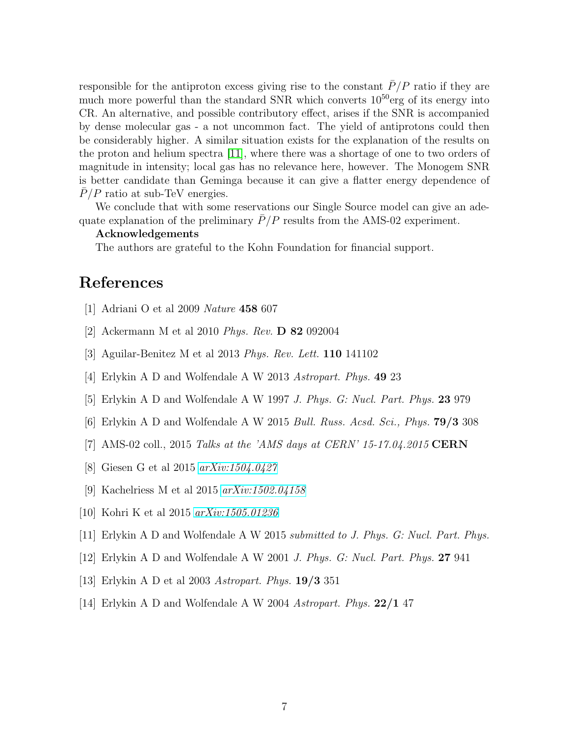responsible for the antiproton excess giving rise to the constant $\bar{P}/P$ ratio if they are much more powerful than the standard SNR which converts $10^{50}$erg of its energy into CR. An alternative, and possible contributory effect, arises if the SNR is accompanied by dense molecular gas - a not uncommon fact. The yield of antiprotons could then be considerably higher. A similar situation exists for the explanation of the results on the proton and helium spectra [11], where there was a shortage of one to two orders of magnitude in intensity; local gas has no relevance here, however. The Monogem SNR is better candidate than Geminga because it can give a flatter energy dependence of $\bar{P}/P$ ratio at sub-TeV energies.

We conclude that with some reservations our Single Source model can give an adequate explanation of the preliminary $\bar{P}/P$ results from the AMS-02 experiment.

**Acknowledgements**

The authors are grateful to the Kohn Foundation for financial support.

# References

[1] Adriani O et al 2009 *Nature* **458** 607

[2] Ackermann M et al 2010 *Phys. Rev.* **D 82** 092004

[3] Aguilar-Benitez M et al 2013 *Phys. Rev. Lett.* **110** 141102

[4] Erlykin A D and Wolfendale A W 2013 *Astropart. Phys.* **49** 23

[5] Erlykin A D and Wolfendale A W 1997 *J. Phys. G: Nucl. Part. Phys.* **23** 979

[6] Erlykin A D and Wolfendale A W 2015 *Bull. Russ. Acsd. Sci., Phys.* **79/3** 308

[7] AMS-02 coll., 2015 *Talks at the 'AMS days at CERN' 15-17.04.2015* **CERN**

[8] Giesen G et al 2015 *arXiv:1504.0427*

[9] Kachelriess M et al 2015 *arXiv:1502.04158*

[10] Kohri K et al 2015 *arXiv:1505.01236*

[11] Erlykin A D and Wolfendale A W 2015 *submitted to J. Phys. G: Nucl. Part. Phys.*

[12] Erlykin A D and Wolfendale A W 2001 *J. Phys. G: Nucl. Part. Phys.* **27** 941

[13] Erlykin A D et al 2003 *Astropart. Phys.* **19/3** 351

[14] Erlykin A D and Wolfendale A W 2004 *Astropart. Phys.* **22/1** 47